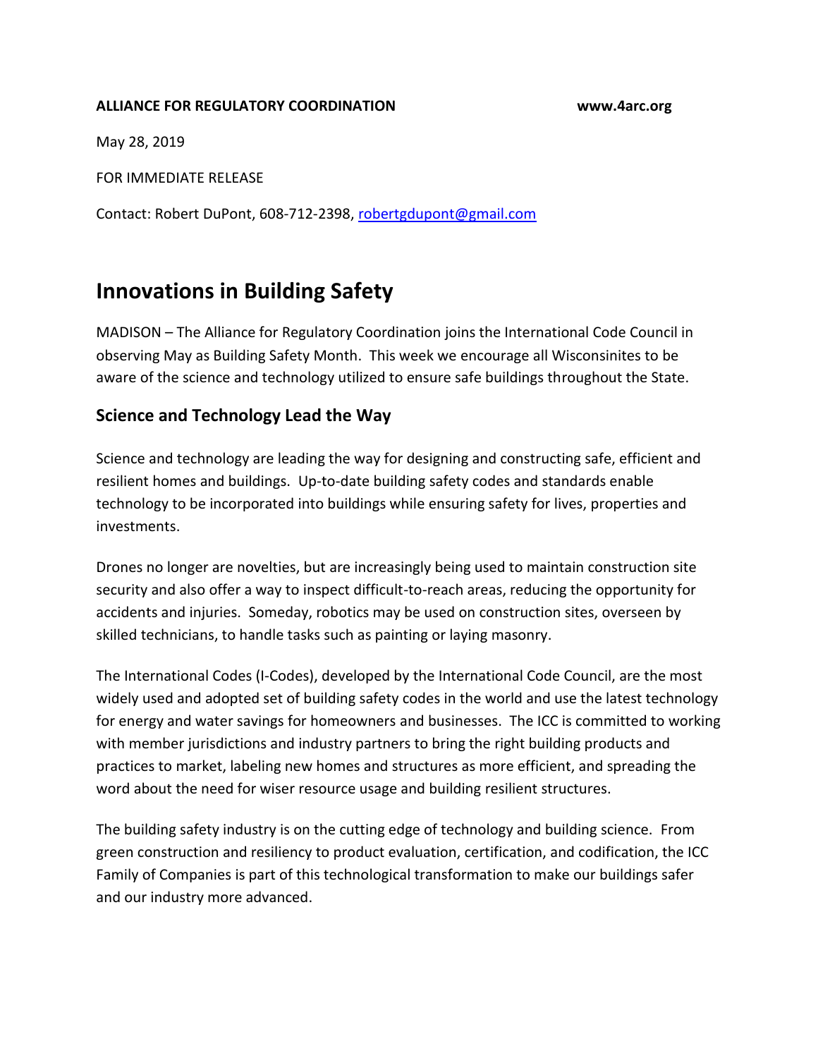**ALLIANCE FOR REGULATORY COORDINATION** **www.4arc.org**

May 28, 2019

FOR IMMEDIATE RELEASE

Contact: Robert DuPont, 608-712-2398, robertgdupont@gmail.com

# Innovations in Building Safety

MADISON – The Alliance for Regulatory Coordination joins the International Code Council in observing May as Building Safety Month. This week we encourage all Wisconsinites to be aware of the science and technology utilized to ensure safe buildings throughout the State.

## Science and Technology Lead the Way

Science and technology are leading the way for designing and constructing safe, efficient and resilient homes and buildings. Up-to-date building safety codes and standards enable technology to be incorporated into buildings while ensuring safety for lives, properties and investments.

Drones no longer are novelties, but are increasingly being used to maintain construction site security and also offer a way to inspect difficult-to-reach areas, reducing the opportunity for accidents and injuries. Someday, robotics may be used on construction sites, overseen by skilled technicians, to handle tasks such as painting or laying masonry.

The International Codes (I-Codes), developed by the International Code Council, are the most widely used and adopted set of building safety codes in the world and use the latest technology for energy and water savings for homeowners and businesses. The ICC is committed to working with member jurisdictions and industry partners to bring the right building products and practices to market, labeling new homes and structures as more efficient, and spreading the word about the need for wiser resource usage and building resilient structures.

The building safety industry is on the cutting edge of technology and building science. From green construction and resiliency to product evaluation, certification, and codification, the ICC Family of Companies is part of this technological transformation to make our buildings safer and our industry more advanced.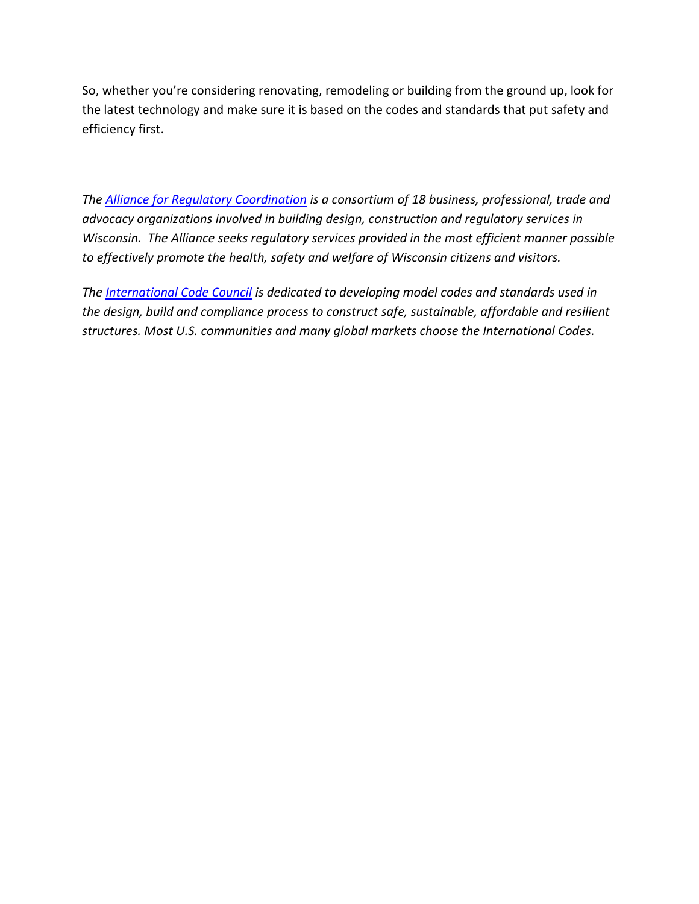So, whether you're considering renovating, remodeling or building from the ground up, look for the latest technology and make sure it is based on the codes and standards that put safety and efficiency first.

*The Alliance for Regulatory Coordination is a consortium of 18 business, professional, trade and advocacy organizations involved in building design, construction and regulatory services in Wisconsin. The Alliance seeks regulatory services provided in the most efficient manner possible to effectively promote the health, safety and welfare of Wisconsin citizens and visitors.*

*The International Code Council is dedicated to developing model codes and standards used in the design, build and compliance process to construct safe, sustainable, affordable and resilient structures. Most U.S. communities and many global markets choose the International Codes.*